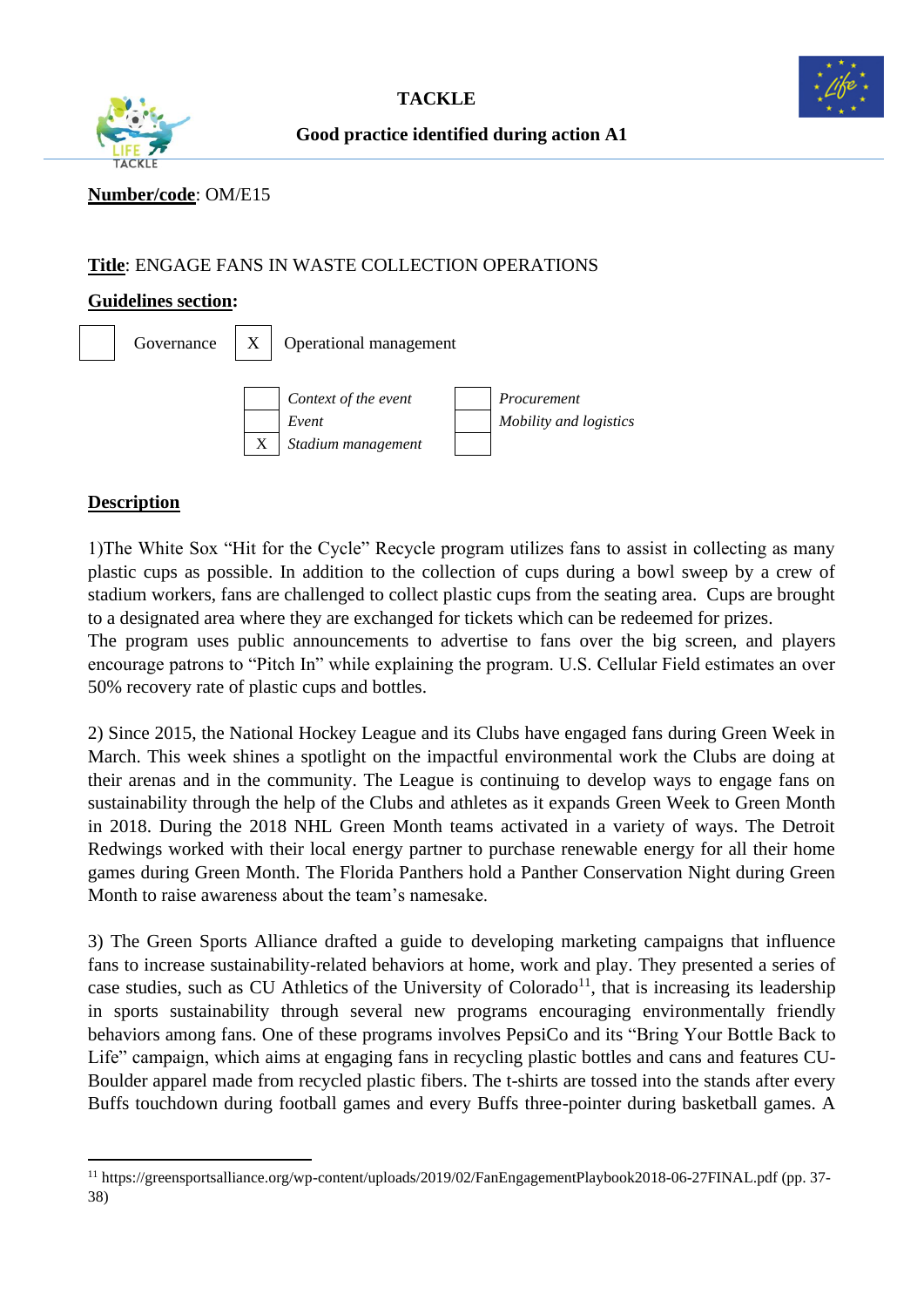# TACKLE

## Good practice identified during action A1

**Number/code**: OM/E15

**Title**: ENGAGE FANS IN WASTE COLLECTION OPERATIONS

**Guidelines section:**

| | Governance | X | Operational management |
|---|---|---|---|

| | | | |
|---|---|---|---|
| | *Context of the event* | | *Procurement* |
| | *Event* | | *Mobility and logistics* |
| X | *Stadium management* | | |

**Description**

1)The White Sox "Hit for the Cycle" Recycle program utilizes fans to assist in collecting as many plastic cups as possible. In addition to the collection of cups during a bowl sweep by a crew of stadium workers, fans are challenged to collect plastic cups from the seating area. Cups are brought to a designated area where they are exchanged for tickets which can be redeemed for prizes.
The program uses public announcements to advertise to fans over the big screen, and players encourage patrons to "Pitch In" while explaining the program. U.S. Cellular Field estimates an over 50% recovery rate of plastic cups and bottles.

2) Since 2015, the National Hockey League and its Clubs have engaged fans during Green Week in March. This week shines a spotlight on the impactful environmental work the Clubs are doing at their arenas and in the community. The League is continuing to develop ways to engage fans on sustainability through the help of the Clubs and athletes as it expands Green Week to Green Month in 2018. During the 2018 NHL Green Month teams activated in a variety of ways. The Detroit Redwings worked with their local energy partner to purchase renewable energy for all their home games during Green Month. The Florida Panthers hold a Panther Conservation Night during Green Month to raise awareness about the team's namesake.

3) The Green Sports Alliance drafted a guide to developing marketing campaigns that influence fans to increase sustainability-related behaviors at home, work and play. They presented a series of case studies, such as CU Athletics of the University of Colorado[11], that is increasing its leadership in sports sustainability through several new programs encouraging environmentally friendly behaviors among fans. One of these programs involves PepsiCo and its "Bring Your Bottle Back to Life" campaign, which aims at engaging fans in recycling plastic bottles and cans and features CU-Boulder apparel made from recycled plastic fibers. The t-shirts are tossed into the stands after every Buffs touchdown during football games and every Buffs three-pointer during basketball games. A

---

[11] https://greensportsalliance.org/wp-content/uploads/2019/02/FanEngagementPlaybook2018-06-27FINAL.pdf (pp. 37-38)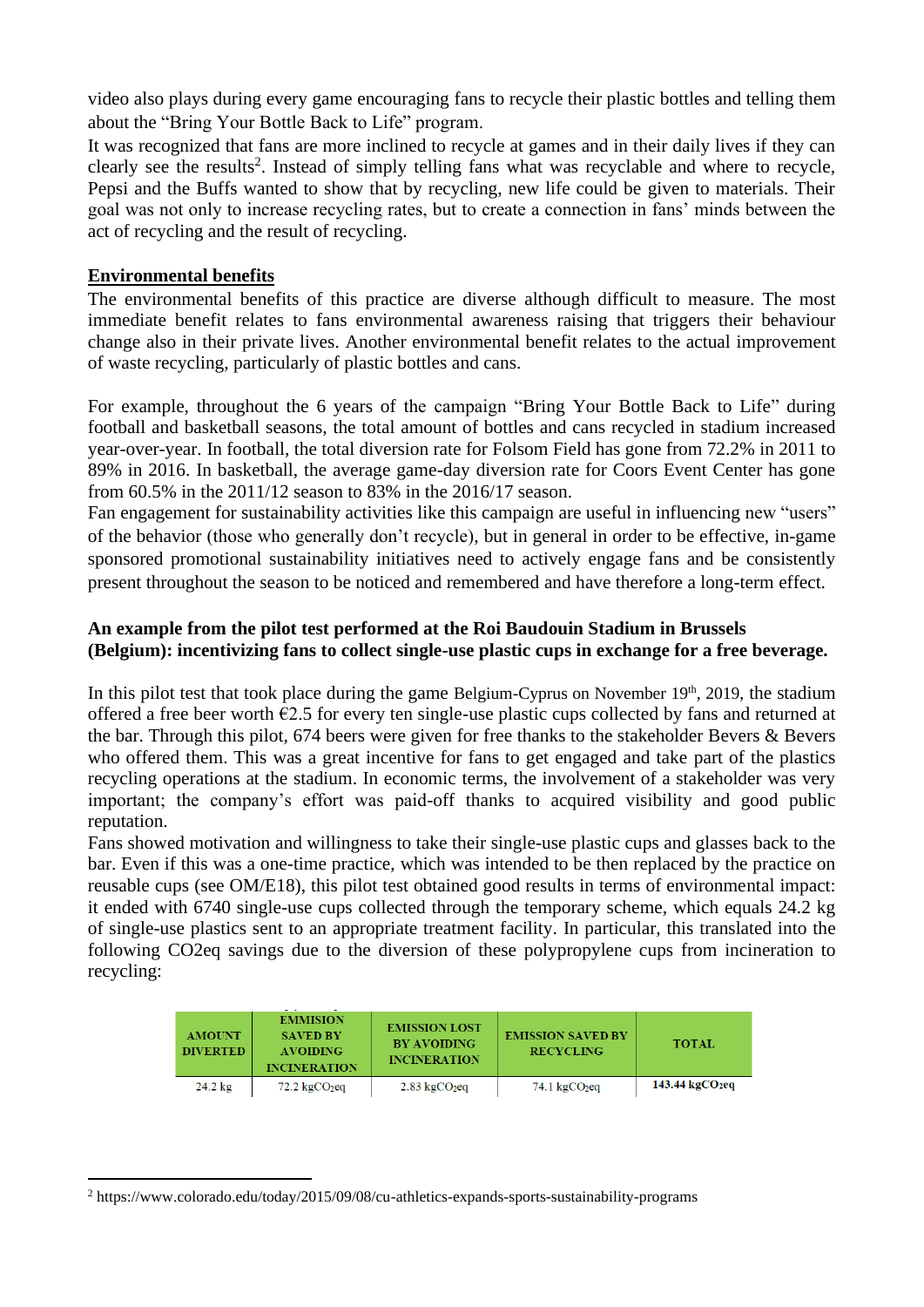video also plays during every game encouraging fans to recycle their plastic bottles and telling them about the "Bring Your Bottle Back to Life" program.

It was recognized that fans are more inclined to recycle at games and in their daily lives if they can clearly see the results[2]. Instead of simply telling fans what was recyclable and where to recycle, Pepsi and the Buffs wanted to show that by recycling, new life could be given to materials. Their goal was not only to increase recycling rates, but to create a connection in fans' minds between the act of recycling and the result of recycling.

## Environmental benefits

The environmental benefits of this practice are diverse although difficult to measure. The most immediate benefit relates to fans environmental awareness raising that triggers their behaviour change also in their private lives. Another environmental benefit relates to the actual improvement of waste recycling, particularly of plastic bottles and cans.

For example, throughout the 6 years of the campaign "Bring Your Bottle Back to Life" during football and basketball seasons, the total amount of bottles and cans recycled in stadium increased year-over-year. In football, the total diversion rate for Folsom Field has gone from 72.2% in 2011 to 89% in 2016. In basketball, the average game-day diversion rate for Coors Event Center has gone from 60.5% in the 2011/12 season to 83% in the 2016/17 season.

Fan engagement for sustainability activities like this campaign are useful in influencing new "users" of the behavior (those who generally don't recycle), but in general in order to be effective, in-game sponsored promotional sustainability initiatives need to actively engage fans and be consistently present throughout the season to be noticed and remembered and have therefore a long-term effect.

### An example from the pilot test performed at the Roi Baudouin Stadium in Brussels (Belgium): incentivizing fans to collect single-use plastic cups in exchange for a free beverage.

In this pilot test that took place during the game Belgium-Cyprus on November 19th, 2019, the stadium offered a free beer worth €2.5 for every ten single-use plastic cups collected by fans and returned at the bar. Through this pilot, 674 beers were given for free thanks to the stakeholder Bevers & Bevers who offered them. This was a great incentive for fans to get engaged and take part of the plastics recycling operations at the stadium. In economic terms, the involvement of a stakeholder was very important; the company's effort was paid-off thanks to acquired visibility and good public reputation.

Fans showed motivation and willingness to take their single-use plastic cups and glasses back to the bar. Even if this was a one-time practice, which was intended to be then replaced by the practice on reusable cups (see OM/E18), this pilot test obtained good results in terms of environmental impact: it ended with 6740 single-use cups collected through the temporary scheme, which equals 24.2 kg of single-use plastics sent to an appropriate treatment facility. In particular, this translated into the following CO2eq savings due to the diversion of these polypropylene cups from incineration to recycling:

| AMOUNT DIVERTED | EMMISION SAVED BY AVOIDING INCINERATION | EMISSION LOST BY AVOIDING INCINERATION | EMISSION SAVED BY RECYCLING | TOTAL |
|---|---|---|---|---|
| 24.2 kg | 72.2 $kgCO_2eq$ | 2.83 $kgCO_2eq$ | 74.1 $kgCO_2eq$ | **143.44 $kgCO_2eq$** |

[2] https://www.colorado.edu/today/2015/09/08/cu-athletics-expands-sports-sustainability-programs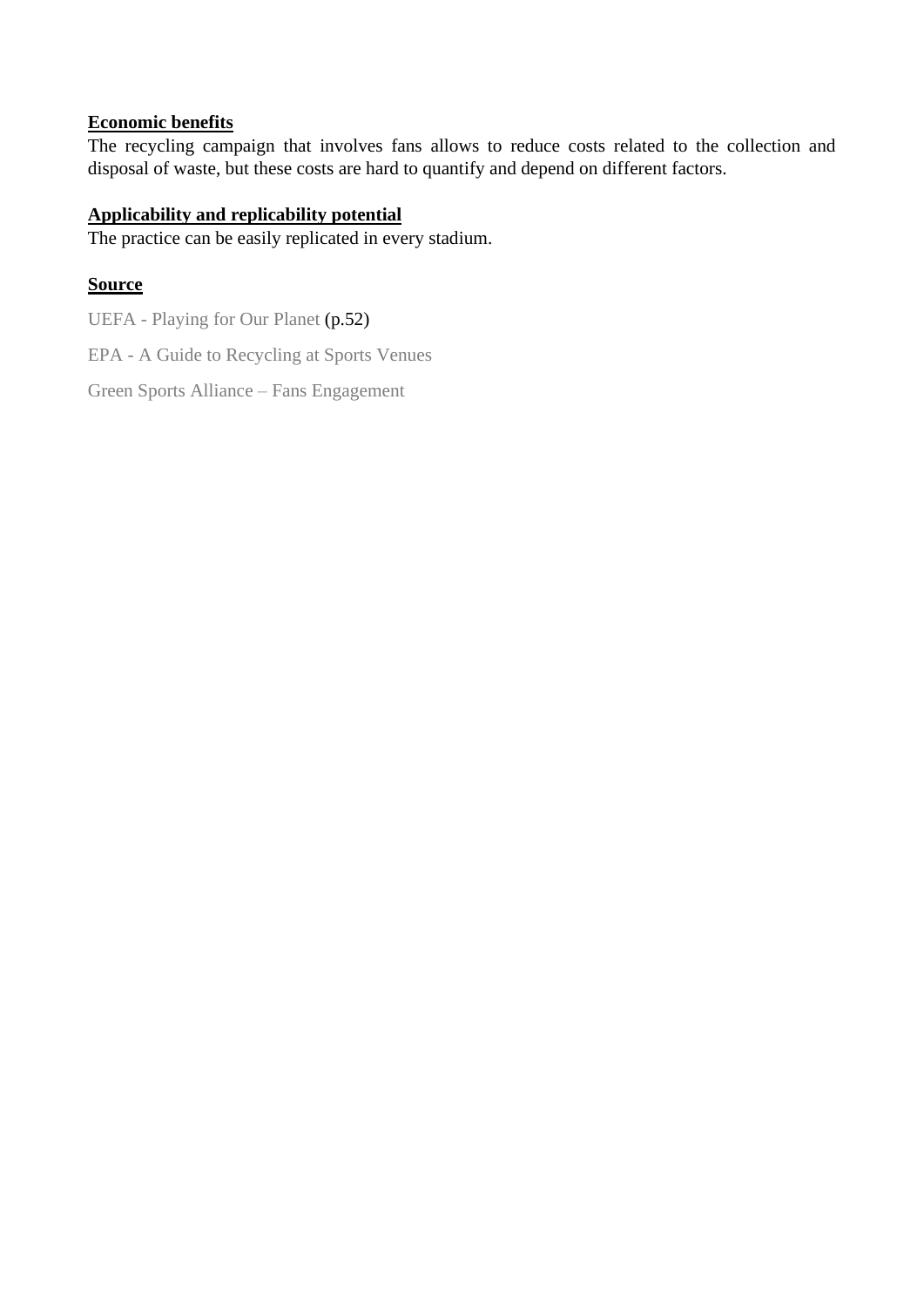**Economic benefits**

The recycling campaign that involves fans allows to reduce costs related to the collection and disposal of waste, but these costs are hard to quantify and depend on different factors.

**Applicability and replicability potential**

The practice can be easily replicated in every stadium.

**Source**

UEFA - Playing for Our Planet (p.52)

EPA - A Guide to Recycling at Sports Venues

Green Sports Alliance – Fans Engagement